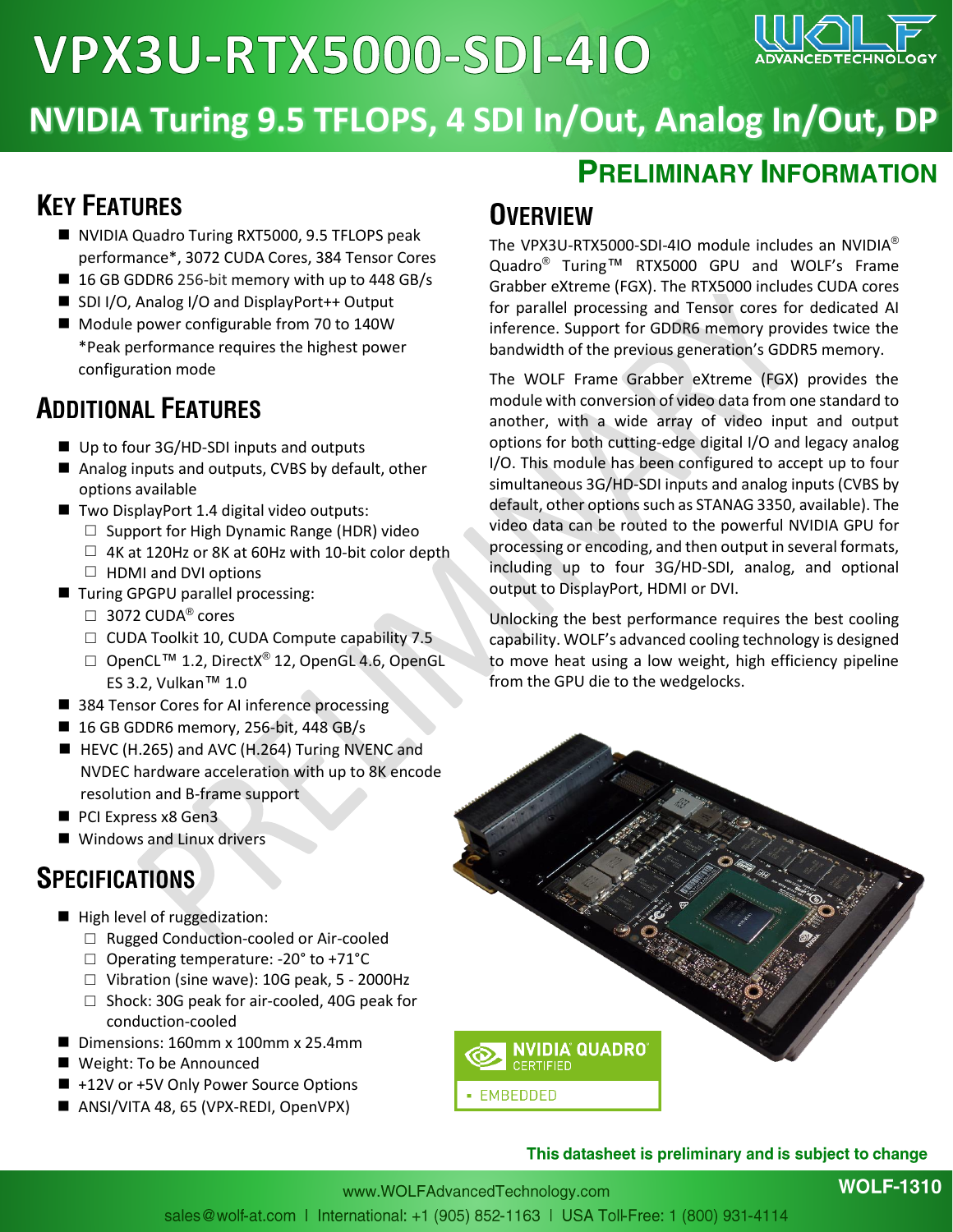# VPX3U-RTX5000-SDI-4IO

## NVIDIA Turing 9.5 TFLOPS, 4 SDI In/Out, Analog In/Out, DP

**PRELIMINARY INFORMATION**

## KEY FEATURES

- NVIDIA Quadro Turing RXT5000, 9.5 TFLOPS peak performance*, 3072 CUDA Cores, 384 Tensor Cores
- 16 GB GDDR6 256-bit memory with up to 448 GB/s
- SDI I/O, Analog I/O and DisplayPort++ Output
- Module power configurable from 70 to 140W

  *Peak performance requires the highest power configuration mode

## ADDITIONAL FEATURES

- Up to four 3G/HD-SDI inputs and outputs
- Analog inputs and outputs, CVBS by default, other options available
- Two DisplayPort 1.4 digital video outputs:
  - Support for High Dynamic Range (HDR) video
  - 4K at 120Hz or 8K at 60Hz with 10-bit color depth
  - HDMI and DVI options
- Turing GPGPU parallel processing:
  - 3072 CUDA® cores
  - CUDA Toolkit 10, CUDA Compute capability 7.5
  - OpenCL™ 1.2, DirectX® 12, OpenGL 4.6, OpenGL ES 3.2, Vulkan™ 1.0
- 384 Tensor Cores for AI inference processing
- 16 GB GDDR6 memory, 256-bit, 448 GB/s
- HEVC (H.265) and AVC (H.264) Turing NVENC and NVDEC hardware acceleration with up to 8K encode resolution and B-frame support
- PCI Express x8 Gen3
- Windows and Linux drivers

## SPECIFICATIONS

- High level of ruggedization:
  - Rugged Conduction-cooled or Air-cooled
  - Operating temperature: -20° to +71°C
  - Vibration (sine wave): 10G peak, 5 - 2000Hz
  - Shock: 30G peak for air-cooled, 40G peak for conduction-cooled
- Dimensions: 160mm x 100mm x 25.4mm
- Weight: To be Announced
- +12V or +5V Only Power Source Options
- ANSI/VITA 48, 65 (VPX-REDI, OpenVPX)

## OVERVIEW

The VPX3U-RTX5000-SDI-4IO module includes an NVIDIA® Quadro® Turing™ RTX5000 GPU and WOLF's Frame Grabber eXtreme (FGX). The RTX5000 includes CUDA cores for parallel processing and Tensor cores for dedicated AI inference. Support for GDDR6 memory provides twice the bandwidth of the previous generation's GDDR5 memory.

The WOLF Frame Grabber eXtreme (FGX) provides the module with conversion of video data from one standard to another, with a wide array of video input and output options for both cutting-edge digital I/O and legacy analog I/O. This module has been configured to accept up to four simultaneous 3G/HD-SDI inputs and analog inputs (CVBS by default, other options such as STANAG 3350, available). The video data can be routed to the powerful NVIDIA GPU for processing or encoding, and then output in several formats, including up to four 3G/HD-SDI, analog, and optional output to DisplayPort, HDMI or DVI.

Unlocking the best performance requires the best cooling capability. WOLF's advanced cooling technology is designed to move heat using a low weight, high efficiency pipeline from the GPU die to the wedgelocks.

NVIDIA QUADRO CERTIFIED
▪ EMBEDDED

**This datasheet is preliminary and is subject to change**

www.WOLFAdvancedTechnology.com

sales@wolf-at.com | International: +1 (905) 852-1163 | USA Toll-Free: 1 (800) 931-4114

WOLF-1310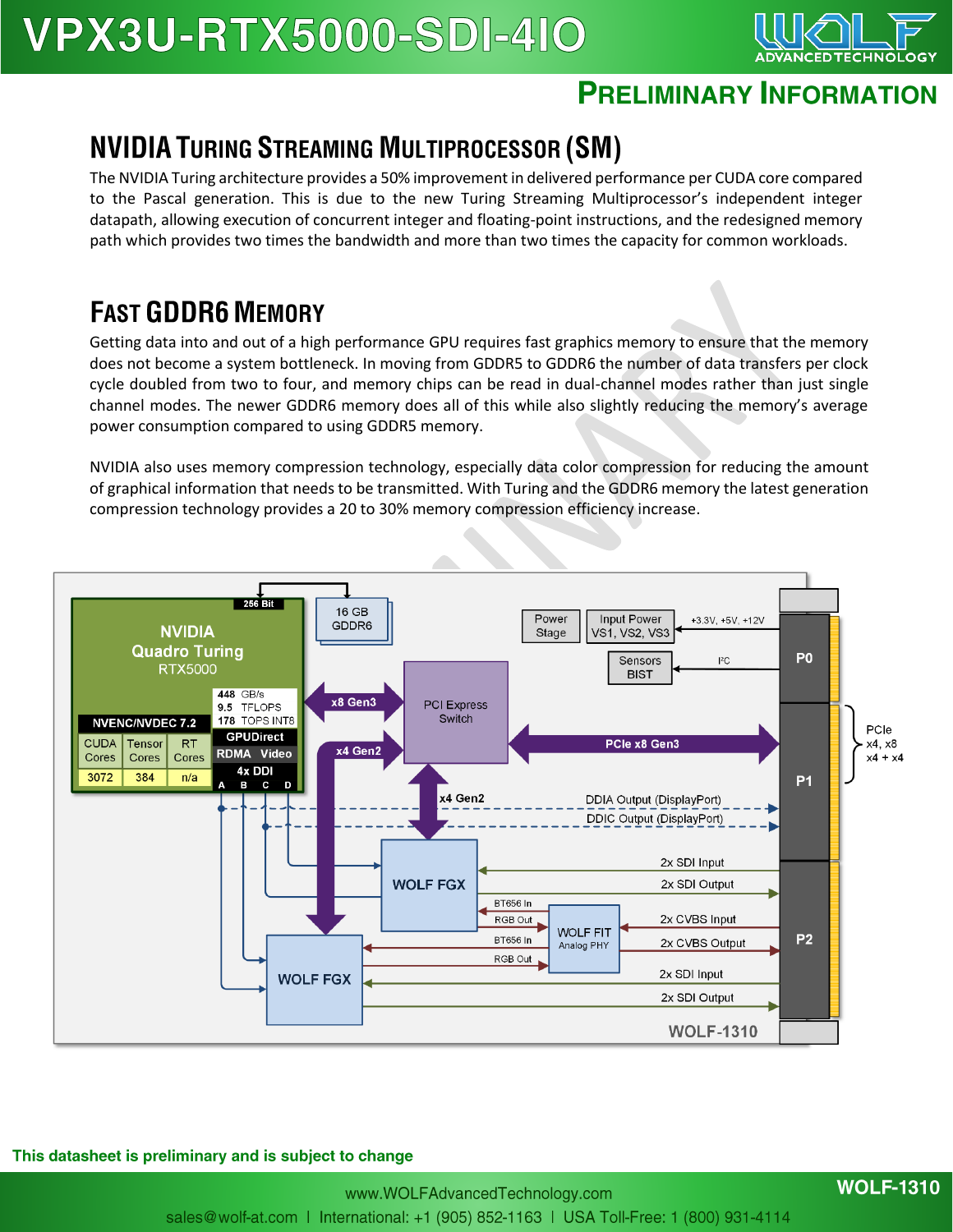## NVIDIA Turing Streaming Multiprocessor (SM)

The NVIDIA Turing architecture provides a 50% improvement in delivered performance per CUDA core compared to the Pascal generation. This is due to the new Turing Streaming Multiprocessor's independent integer datapath, allowing execution of concurrent integer and floating-point instructions, and the redesigned memory path which provides two times the bandwidth and more than two times the capacity for common workloads.

## Fast GDDR6 Memory

Getting data into and out of a high performance GPU requires fast graphics memory to ensure that the memory does not become a system bottleneck. In moving from GDDR5 to GDDR6 the number of data transfers per clock cycle doubled from two to four, and memory chips can be read in dual-channel modes rather than just single channel modes. The newer GDDR6 memory does all of this while also slightly reducing the memory's average power consumption compared to using GDDR5 memory.

NVIDIA also uses memory compression technology, especially data color compression for reducing the amount of graphical information that needs to be transmitted. With Turing and the GDDR6 memory the latest generation compression technology provides a 20 to 30% memory compression efficiency increase.

**This datasheet is preliminary and is subject to change**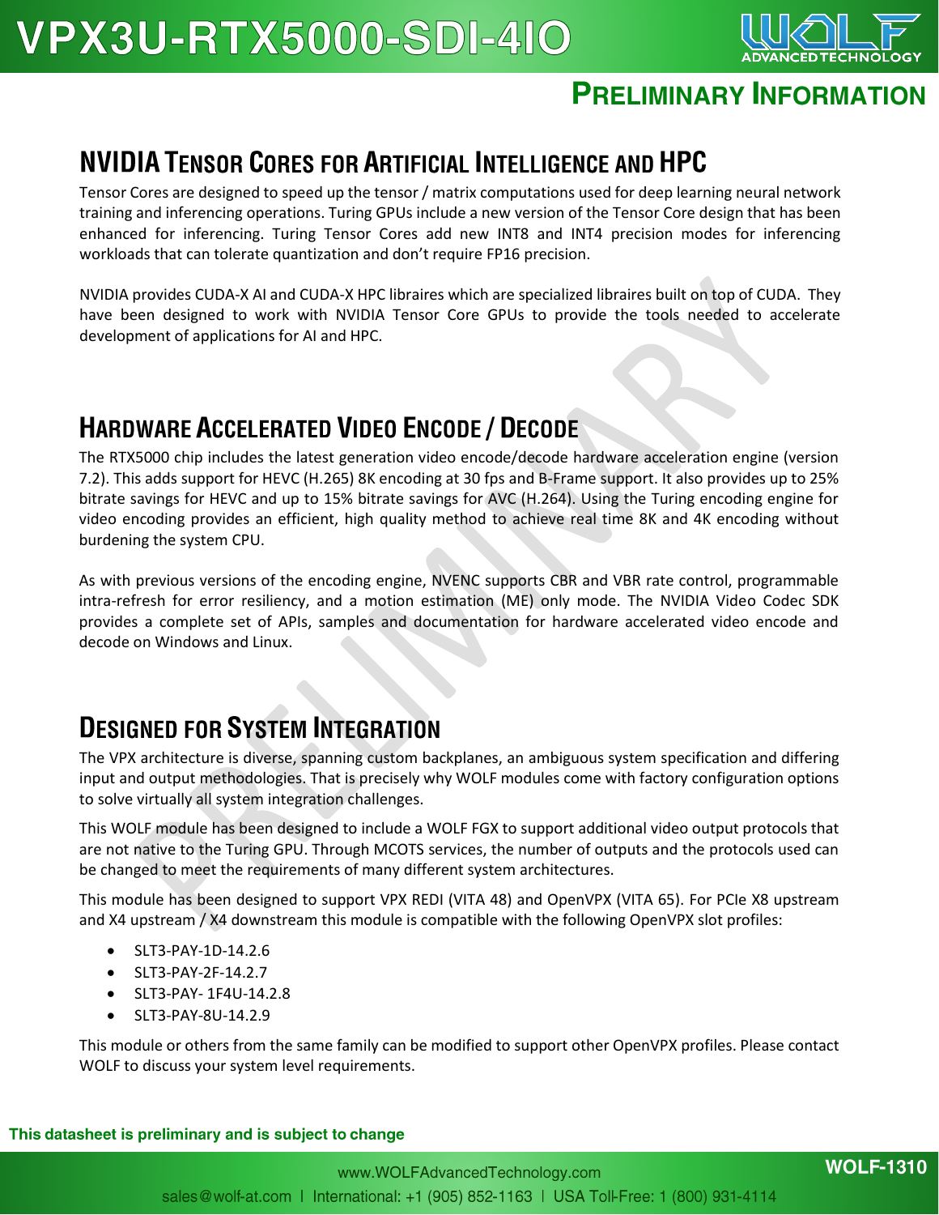## NVIDIA Tensor Cores for Artificial Intelligence and HPC

Tensor Cores are designed to speed up the tensor / matrix computations used for deep learning neural network training and inferencing operations. Turing GPUs include a new version of the Tensor Core design that has been enhanced for inferencing. Turing Tensor Cores add new INT8 and INT4 precision modes for inferencing workloads that can tolerate quantization and don't require FP16 precision.

NVIDIA provides CUDA-X AI and CUDA-X HPC libraires which are specialized libraires built on top of CUDA. They have been designed to work with NVIDIA Tensor Core GPUs to provide the tools needed to accelerate development of applications for AI and HPC.

## Hardware Accelerated Video Encode / Decode

The RTX5000 chip includes the latest generation video encode/decode hardware acceleration engine (version 7.2). This adds support for HEVC (H.265) 8K encoding at 30 fps and B-Frame support. It also provides up to 25% bitrate savings for HEVC and up to 15% bitrate savings for AVC (H.264). Using the Turing encoding engine for video encoding provides an efficient, high quality method to achieve real time 8K and 4K encoding without burdening the system CPU.

As with previous versions of the encoding engine, NVENC supports CBR and VBR rate control, programmable intra-refresh for error resiliency, and a motion estimation (ME) only mode. The NVIDIA Video Codec SDK provides a complete set of APIs, samples and documentation for hardware accelerated video encode and decode on Windows and Linux.

## Designed for System Integration

The VPX architecture is diverse, spanning custom backplanes, an ambiguous system specification and differing input and output methodologies. That is precisely why WOLF modules come with factory configuration options to solve virtually all system integration challenges.

This WOLF module has been designed to include a WOLF FGX to support additional video output protocols that are not native to the Turing GPU. Through MCOTS services, the number of outputs and the protocols used can be changed to meet the requirements of many different system architectures.

This module has been designed to support VPX REDI (VITA 48) and OpenVPX (VITA 65). For PCIe X8 upstream and X4 upstream / X4 downstream this module is compatible with the following OpenVPX slot profiles:

- SLT3-PAY-1D-14.2.6
- SLT3-PAY-2F-14.2.7
- SLT3-PAY- 1F4U-14.2.8
- SLT3-PAY-8U-14.2.9

This module or others from the same family can be modified to support other OpenVPX profiles. Please contact WOLF to discuss your system level requirements.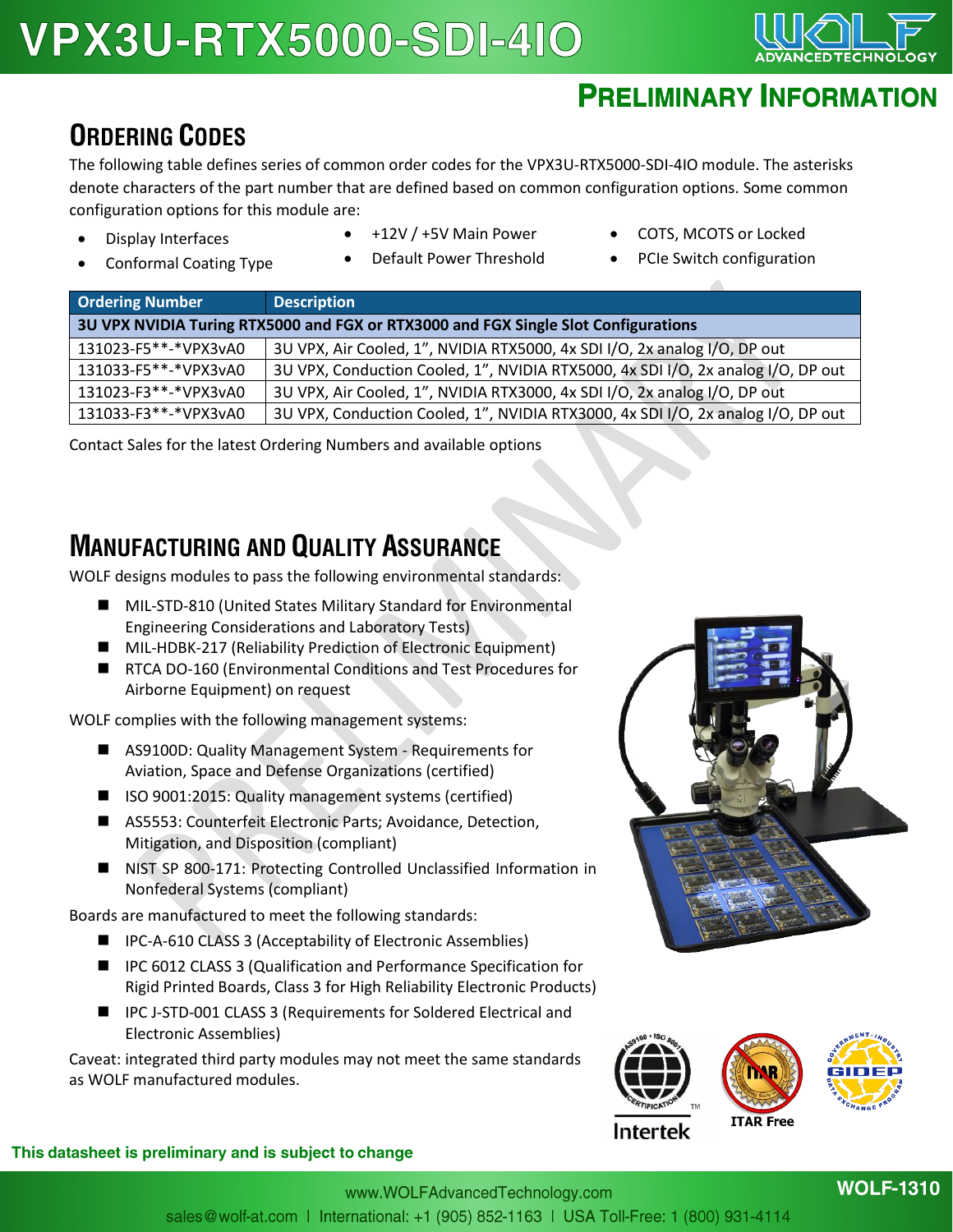# VPX3U-RTX5000-SDI-4IO

**PRELIMINARY INFORMATION**

## ORDERING CODES

The following table defines series of common order codes for the VPX3U-RTX5000-SDI-4IO module. The asterisks denote characters of the part number that are defined based on common configuration options. Some common configuration options for this module are:

- Display Interfaces
- Conformal Coating Type
- +12V / +5V Main Power
- Default Power Threshold
- COTS, MCOTS or Locked
- PCIe Switch configuration

| Ordering Number | Description |
|---|---|
| **3U VPX NVIDIA Turing RTX5000 and FGX or RTX3000 and FGX Single Slot Configurations** | |
| 131023-F5**-*VPX3vA0 | 3U VPX, Air Cooled, 1", NVIDIA RTX5000, 4x SDI I/O, 2x analog I/O, DP out |
| 131033-F5**-*VPX3vA0 | 3U VPX, Conduction Cooled, 1", NVIDIA RTX5000, 4x SDI I/O, 2x analog I/O, DP out |
| 131023-F3**-*VPX3vA0 | 3U VPX, Air Cooled, 1", NVIDIA RTX3000, 4x SDI I/O, 2x analog I/O, DP out |
| 131033-F3**-*VPX3vA0 | 3U VPX, Conduction Cooled, 1", NVIDIA RTX3000, 4x SDI I/O, 2x analog I/O, DP out |

Contact Sales for the latest Ordering Numbers and available options

## MANUFACTURING AND QUALITY ASSURANCE

WOLF designs modules to pass the following environmental standards:

- MIL-STD-810 (United States Military Standard for Environmental Engineering Considerations and Laboratory Tests)
- MIL-HDBK-217 (Reliability Prediction of Electronic Equipment)
- RTCA DO-160 (Environmental Conditions and Test Procedures for Airborne Equipment) on request

WOLF complies with the following management systems:

- AS9100D: Quality Management System - Requirements for Aviation, Space and Defense Organizations (certified)
- ISO 9001:2015: Quality management systems (certified)
- AS5553: Counterfeit Electronic Parts; Avoidance, Detection, Mitigation, and Disposition (compliant)
- NIST SP 800-171: Protecting Controlled Unclassified Information in Nonfederal Systems (compliant)

Boards are manufactured to meet the following standards:

- IPC-A-610 CLASS 3 (Acceptability of Electronic Assemblies)
- IPC 6012 CLASS 3 (Qualification and Performance Specification for Rigid Printed Boards, Class 3 for High Reliability Electronic Products)
- IPC J-STD-001 CLASS 3 (Requirements for Soldered Electrical and Electronic Assemblies)

Caveat: integrated third party modules may not meet the same standards as WOLF manufactured modules.

Intertek

ITAR Free

**This datasheet is preliminary and is subject to change**

www.WOLFAdvancedTechnology.com
sales@wolf-at.com | International: +1 (905) 852-1163 | USA Toll-Free: 1 (800) 931-4114

WOLF-1310